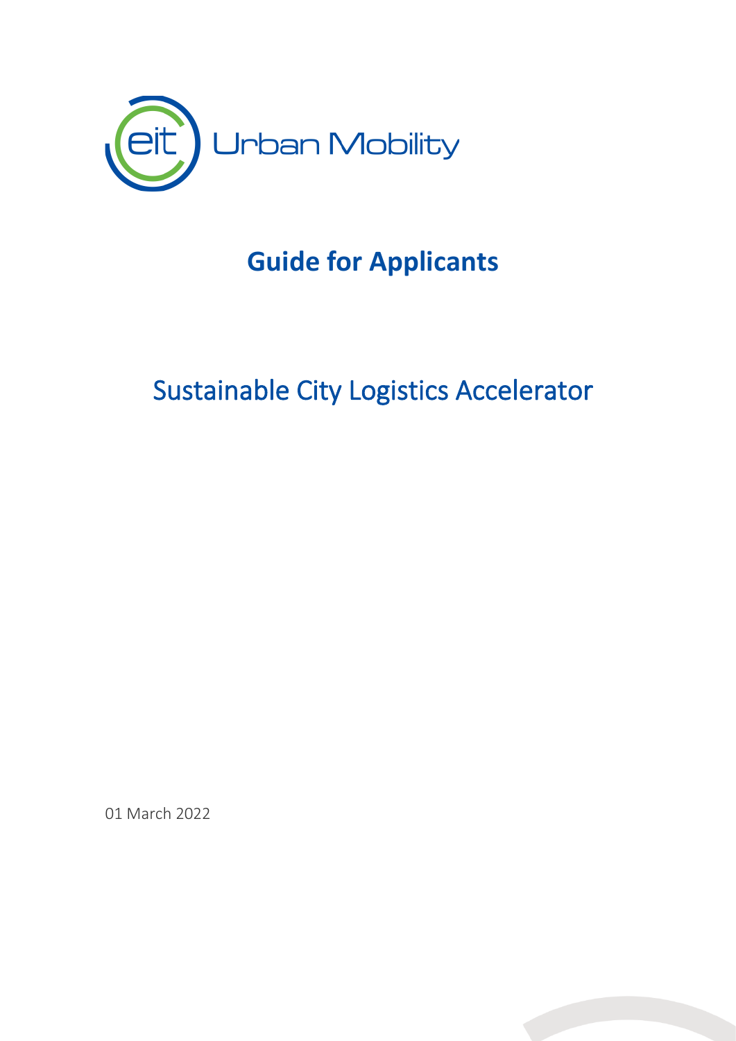# Guide for Applicants

## Sustainable City Logistics Accelerator

01 March 2022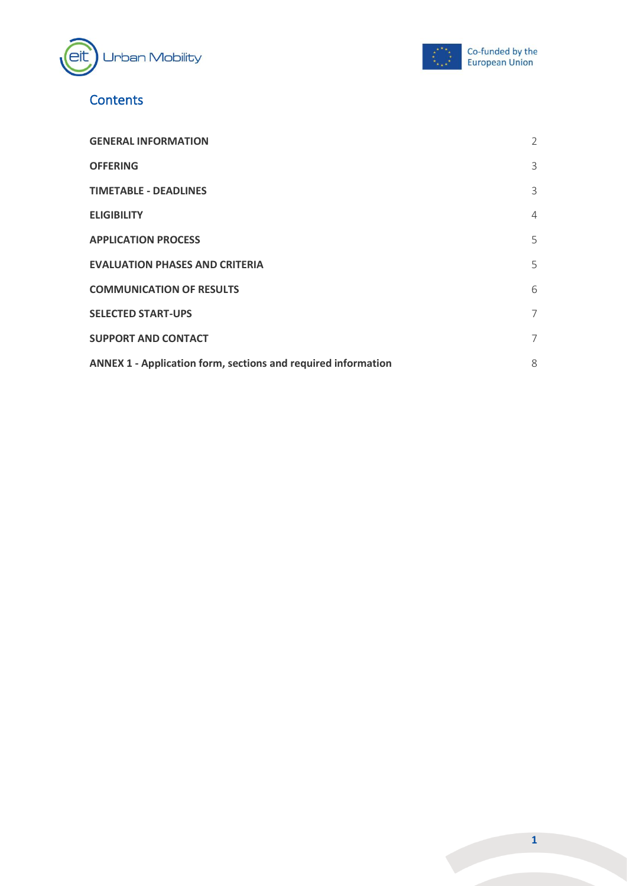## Contents

| | |
|---|---|
| **GENERAL INFORMATION** | 2 |
| **OFFERING** | 3 |
| **TIMETABLE - DEADLINES** | 3 |
| **ELIGIBILITY** | 4 |
| **APPLICATION PROCESS** | 5 |
| **EVALUATION PHASES AND CRITERIA** | 5 |
| **COMMUNICATION OF RESULTS** | 6 |
| **SELECTED START-UPS** | 7 |
| **SUPPORT AND CONTACT** | 7 |
| **ANNEX 1 - Application form, sections and required information** | 8 |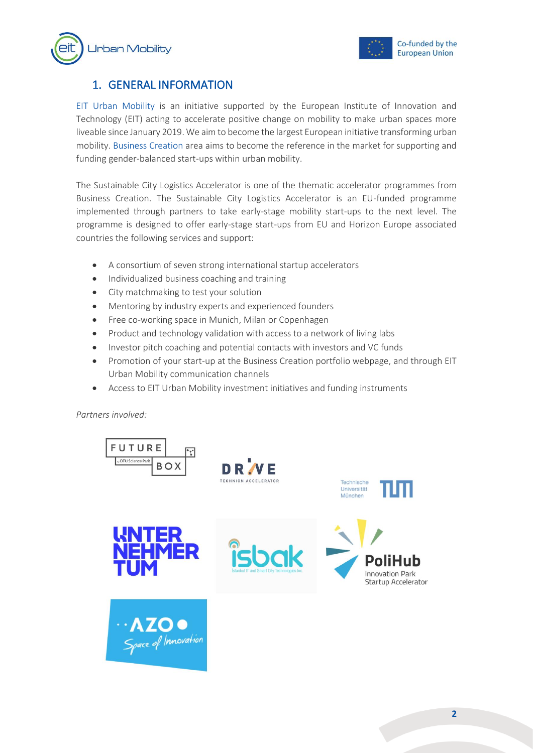## 1. GENERAL INFORMATION

EIT Urban Mobility is an initiative supported by the European Institute of Innovation and Technology (EIT) acting to accelerate positive change on mobility to make urban spaces more liveable since January 2019. We aim to become the largest European initiative transforming urban mobility. Business Creation area aims to become the reference in the market for supporting and funding gender-balanced start-ups within urban mobility.

The Sustainable City Logistics Accelerator is one of the thematic accelerator programmes from Business Creation. The Sustainable City Logistics Accelerator is an EU-funded programme implemented through partners to take early-stage mobility start-ups to the next level. The programme is designed to offer early-stage start-ups from EU and Horizon Europe associated countries the following services and support:

- A consortium of seven strong international startup accelerators
- Individualized business coaching and training
- City matchmaking to test your solution
- Mentoring by industry experts and experienced founders
- Free co-working space in Munich, Milan or Copenhagen
- Product and technology validation with access to a network of living labs
- Investor pitch coaching and potential contacts with investors and VC funds
- Promotion of your start-up at the Business Creation portfolio webpage, and through EIT Urban Mobility communication channels
- Access to EIT Urban Mobility investment initiatives and funding instruments

*Partners involved:*

FUTURE BOX by DTU Science Park

DRIVE TECHNION ACCELERATOR

Technische Universität München

UNTERNEHMERTUM

isbak Istanbul IT and Smart City Technologies Inc.

PoliHub Innovation Park Startup Accelerator

AZO Space of Innovation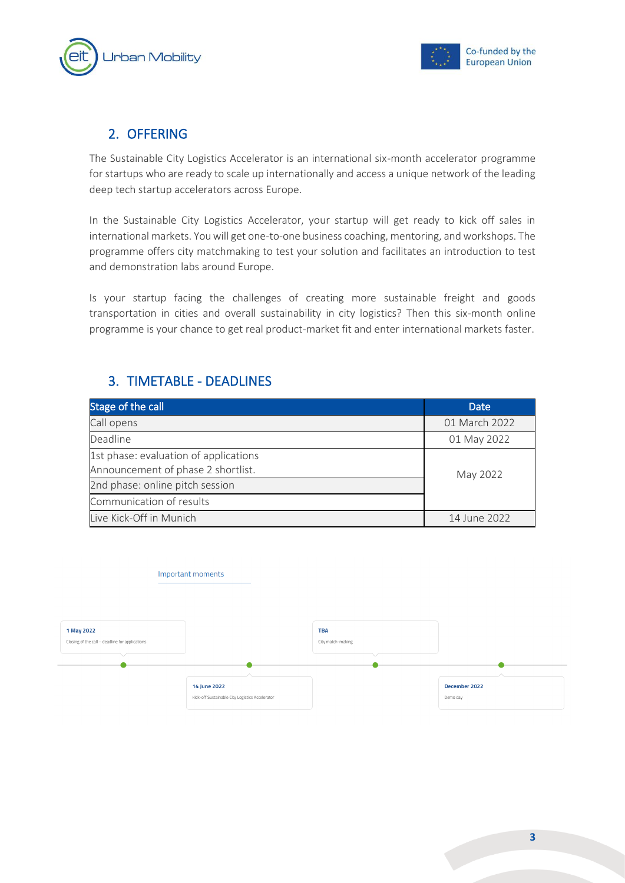## 2. OFFERING

The Sustainable City Logistics Accelerator is an international six-month accelerator programme for startups who are ready to scale up internationally and access a unique network of the leading deep tech startup accelerators across Europe.

In the Sustainable City Logistics Accelerator, your startup will get ready to kick off sales in international markets. You will get one-to-one business coaching, mentoring, and workshops. The programme offers city matchmaking to test your solution and facilitates an introduction to test and demonstration labs around Europe.

Is your startup facing the challenges of creating more sustainable freight and goods transportation in cities and overall sustainability in city logistics? Then this six-month online programme is your chance to get real product-market fit and enter international markets faster.

## 3. TIMETABLE - DEADLINES

| Stage of the call | Date |
|---|---|
| Call opens | 01 March 2022 |
| Deadline | 01 May 2022 |
| 1st phase: evaluation of applications<br>Announcement of phase 2 shortlist. | May 2022 |
| 2nd phase: online pitch session | |
| Communication of results | |
| Live Kick-Off in Munich | 14 June 2022 |

Important moments

**1 May 2022**
Closing of the call – deadline for applications

**14 June 2022**
Kick-off Sustainable City Logistics Accelerator

**TBA**
City match-making

**December 2022**
Demo day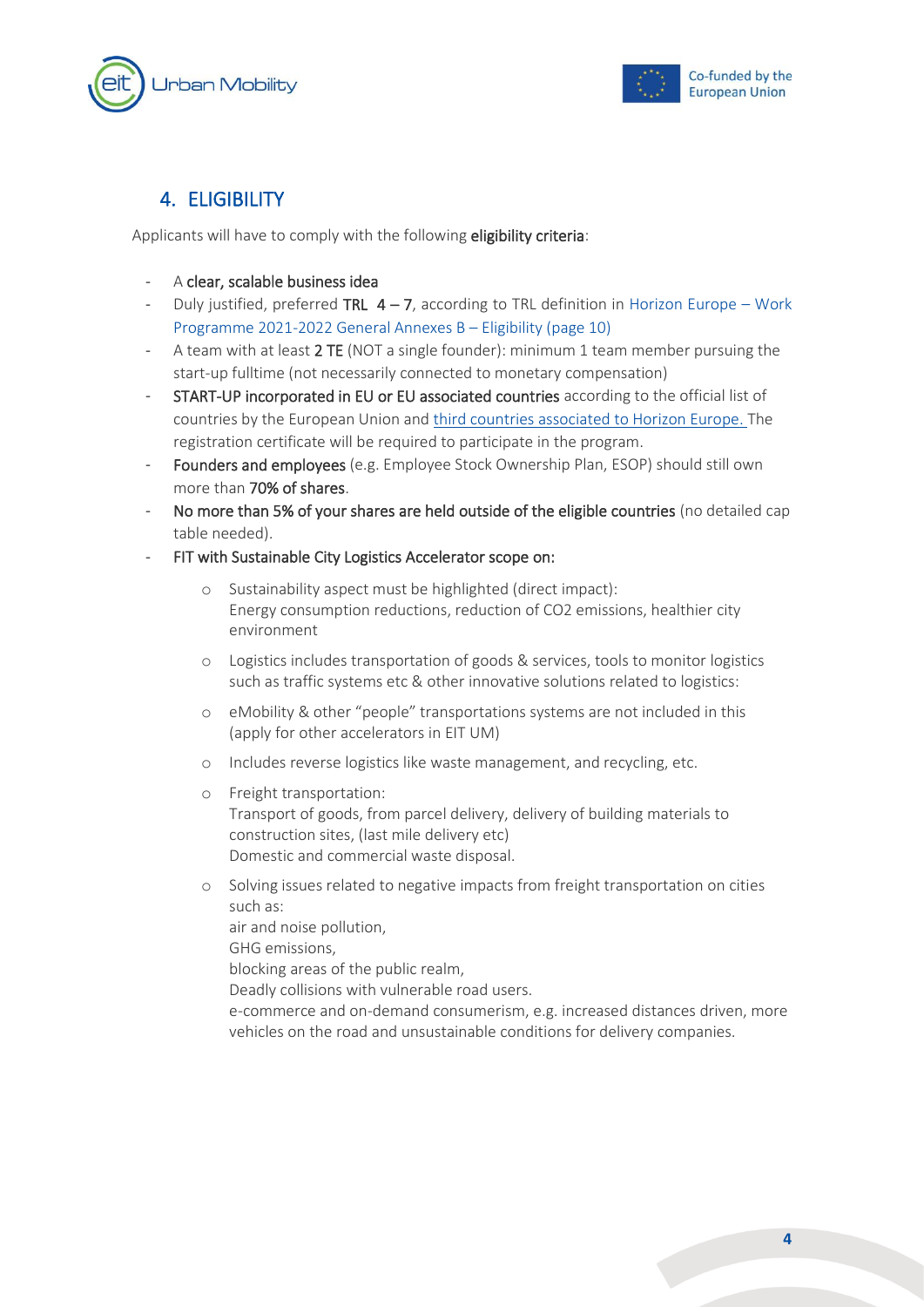## 4. ELIGIBILITY

Applicants will have to comply with the following **eligibility criteria**:

- A **clear, scalable business idea**
- Duly justified, preferred **TRL 4 – 7**, according to TRL definition in Horizon Europe – Work Programme 2021-2022 General Annexes B – Eligibility (page 10)
- A team with at least **2 TE** (NOT a single founder): minimum 1 team member pursuing the start-up fulltime (not necessarily connected to monetary compensation)
- **START-UP incorporated in EU or EU associated countries** according to the official list of countries by the European Union and [third countries associated to Horizon Europe.](#) The registration certificate will be required to participate in the program.
- **Founders and employees** (e.g. Employee Stock Ownership Plan, ESOP) should still own more than **70% of shares**.
- **No more than 5% of your shares are held outside of the eligible countries** (no detailed cap table needed).
- **FIT with Sustainable City Logistics Accelerator scope on:**
    - Sustainability aspect must be highlighted (direct impact):
      Energy consumption reductions, reduction of $CO_2$ emissions, healthier city environment
    - Logistics includes transportation of goods & services, tools to monitor logistics such as traffic systems etc & other innovative solutions related to logistics:
    - eMobility & other "people" transportations systems are not included in this (apply for other accelerators in EIT UM)
    - Includes reverse logistics like waste management, and recycling, etc.
    - Freight transportation:
      Transport of goods, from parcel delivery, delivery of building materials to construction sites, (last mile delivery etc)
      Domestic and commercial waste disposal.
    - Solving issues related to negative impacts from freight transportation on cities such as:
      air and noise pollution,
      GHG emissions,
      blocking areas of the public realm,
      Deadly collisions with vulnerable road users.
      e-commerce and on-demand consumerism, e.g. increased distances driven, more vehicles on the road and unsustainable conditions for delivery companies.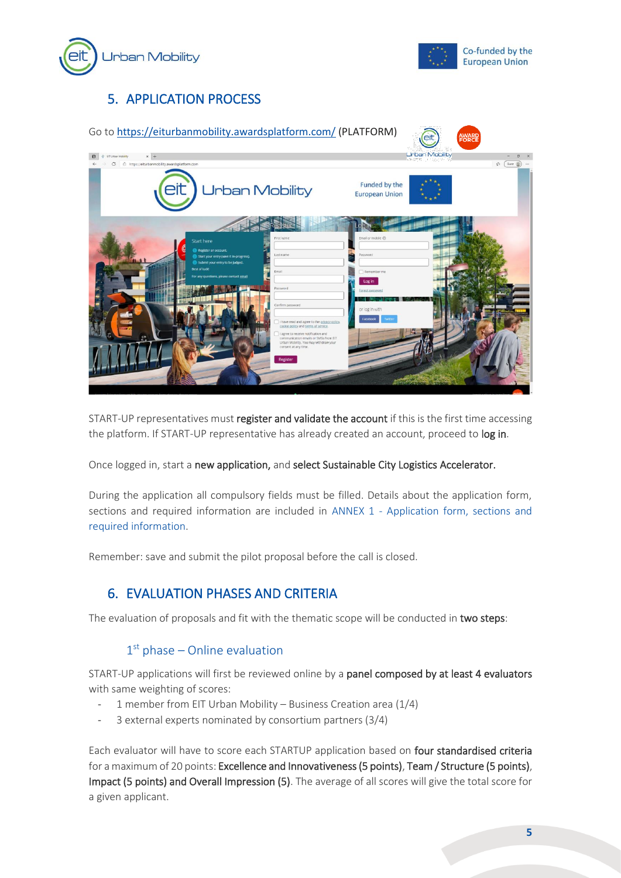## 5. APPLICATION PROCESS

Go to https://eiturbanmobility.awardsplatform.com/ (PLATFORM)

START-UP representatives must **register and validate the account** if this is the first time accessing the platform. If START-UP representative has already created an account, proceed to **log in**.

Once logged in, start a **new application,** and **select Sustainable City Logistics Accelerator.**

During the application all compulsory fields must be filled. Details about the application form, sections and required information are included in ANNEX 1 - Application form, sections and required information.

Remember: save and submit the pilot proposal before the call is closed.

## 6. EVALUATION PHASES AND CRITERIA

The evaluation of proposals and fit with the thematic scope will be conducted in **two steps**:

### 1st phase – Online evaluation

START-UP applications will first be reviewed online by a **panel composed by at least 4 evaluators** with same weighting of scores:

- 1 member from EIT Urban Mobility – Business Creation area (1/4)
- 3 external experts nominated by consortium partners (3/4)

Each evaluator will have to score each STARTUP application based on **four standardised criteria** for a maximum of 20 points: **Excellence and Innovativeness (5 points)**, **Team / Structure (5 points)**, **Impact (5 points) and Overall Impression (5)**. The average of all scores will give the total score for a given applicant.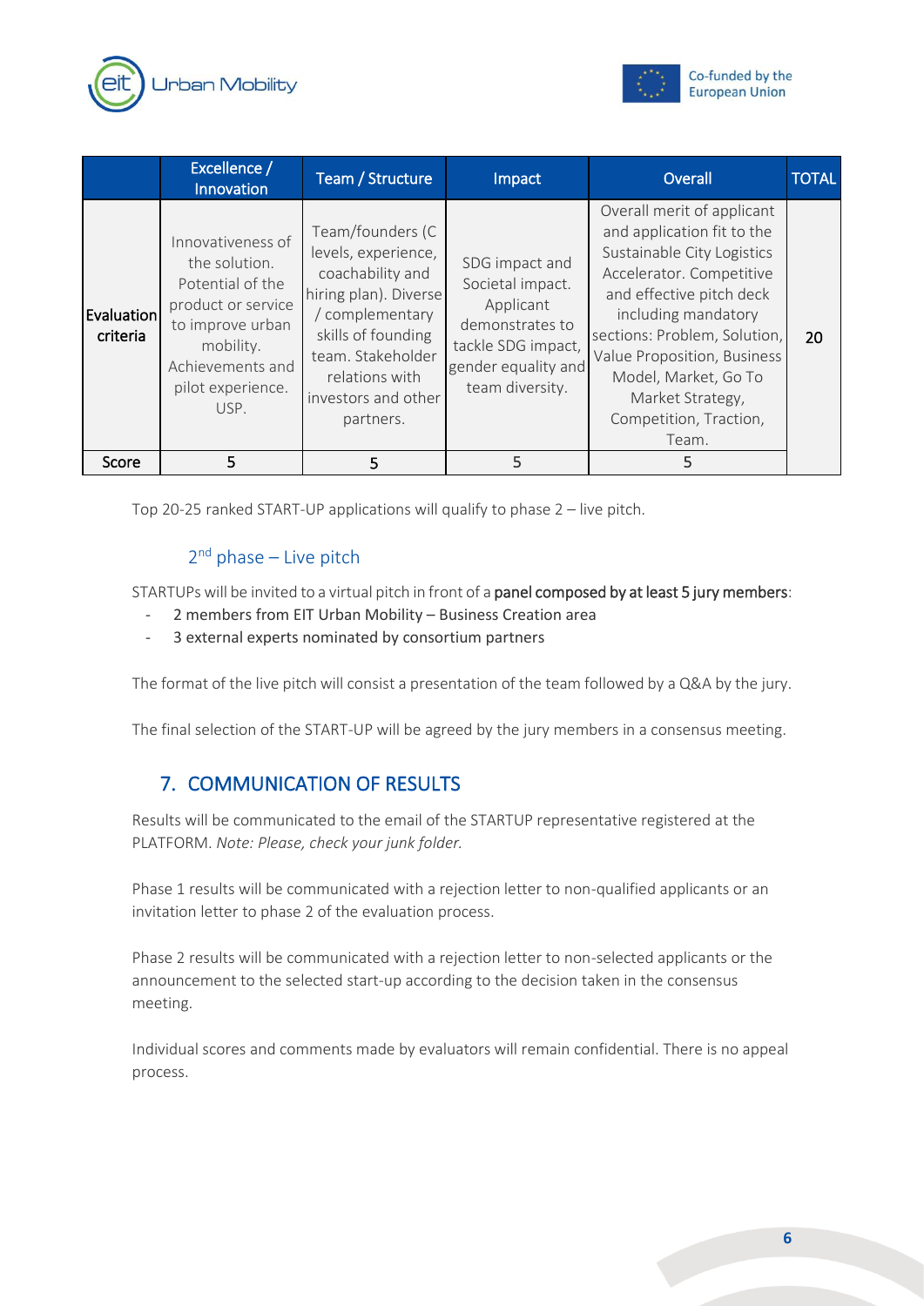| | Excellence / Innovation | Team / Structure | Impact | Overall | TOTAL |
|---|---|---|---|---|---|
| Evaluation criteria | Innovativeness of the solution. Potential of the product or service to improve urban mobility. Achievements and pilot experience. USP. | Team/founders (C levels, experience, coachability and hiring plan). Diverse / complementary skills of founding team. Stakeholder relations with investors and other partners. | SDG impact and Societal impact. Applicant demonstrates to tackle SDG impact, gender equality and team diversity. | Overall merit of applicant and application fit to the Sustainable City Logistics Accelerator. Competitive and effective pitch deck including mandatory sections: Problem, Solution, Value Proposition, Business Model, Market, Go To Market Strategy, Competition, Traction, Team. | 20 |
| Score | 5 | 5 | 5 | 5 | |

Top 20-25 ranked START-UP applications will qualify to phase 2 – live pitch.

### 2nd phase – Live pitch

STARTUPs will be invited to a virtual pitch in front of a **panel composed by at least 5 jury members**:

- 2 members from EIT Urban Mobility – Business Creation area
- 3 external experts nominated by consortium partners

The format of the live pitch will consist a presentation of the team followed by a Q&A by the jury.

The final selection of the START-UP will be agreed by the jury members in a consensus meeting.

## 7. COMMUNICATION OF RESULTS

Results will be communicated to the email of the STARTUP representative registered at the PLATFORM. *Note: Please, check your junk folder.*

Phase 1 results will be communicated with a rejection letter to non-qualified applicants or an invitation letter to phase 2 of the evaluation process.

Phase 2 results will be communicated with a rejection letter to non-selected applicants or the announcement to the selected start-up according to the decision taken in the consensus meeting.

Individual scores and comments made by evaluators will remain confidential. There is no appeal process.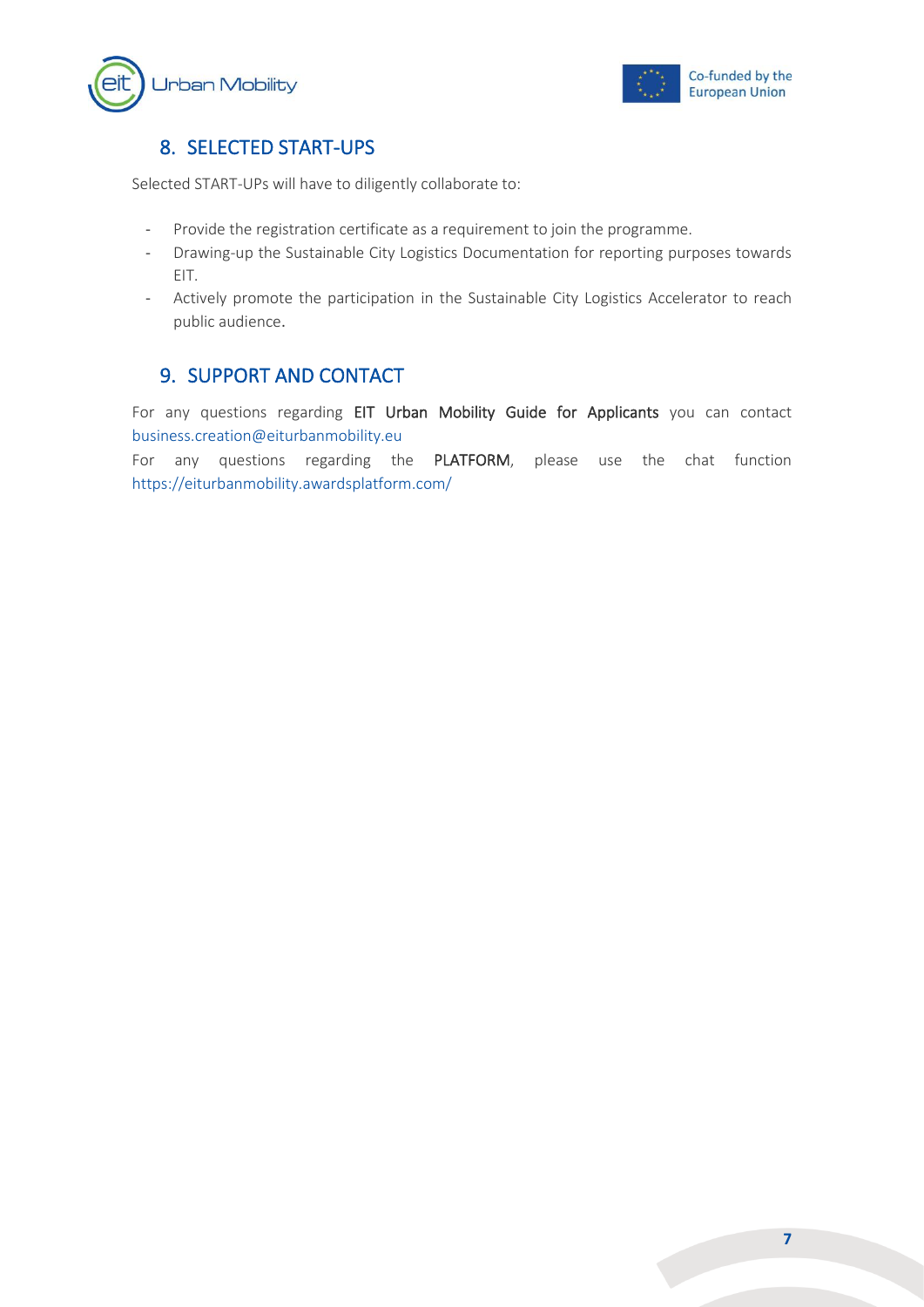## 8. SELECTED START-UPS

Selected START-UPs will have to diligently collaborate to:

- Provide the registration certificate as a requirement to join the programme.
- Drawing-up the Sustainable City Logistics Documentation for reporting purposes towards EIT.
- Actively promote the participation in the Sustainable City Logistics Accelerator to reach public audience.

## 9. SUPPORT AND CONTACT

For any questions regarding **EIT Urban Mobility Guide for Applicants** you can contact business.creation@eiturbanmobility.eu

For any questions regarding the **PLATFORM**, please use the chat function https://eiturbanmobility.awardsplatform.com/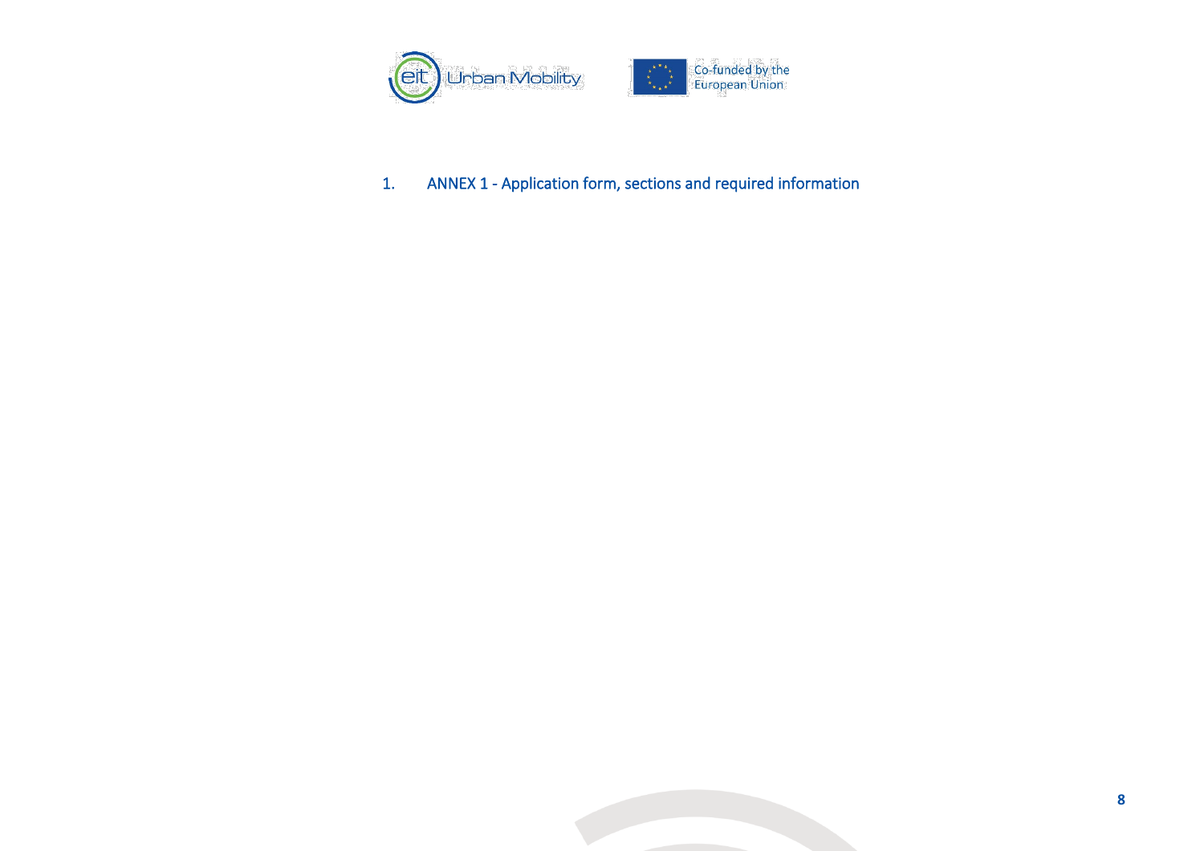# 1. ANNEX 1 - Application form, sections and required information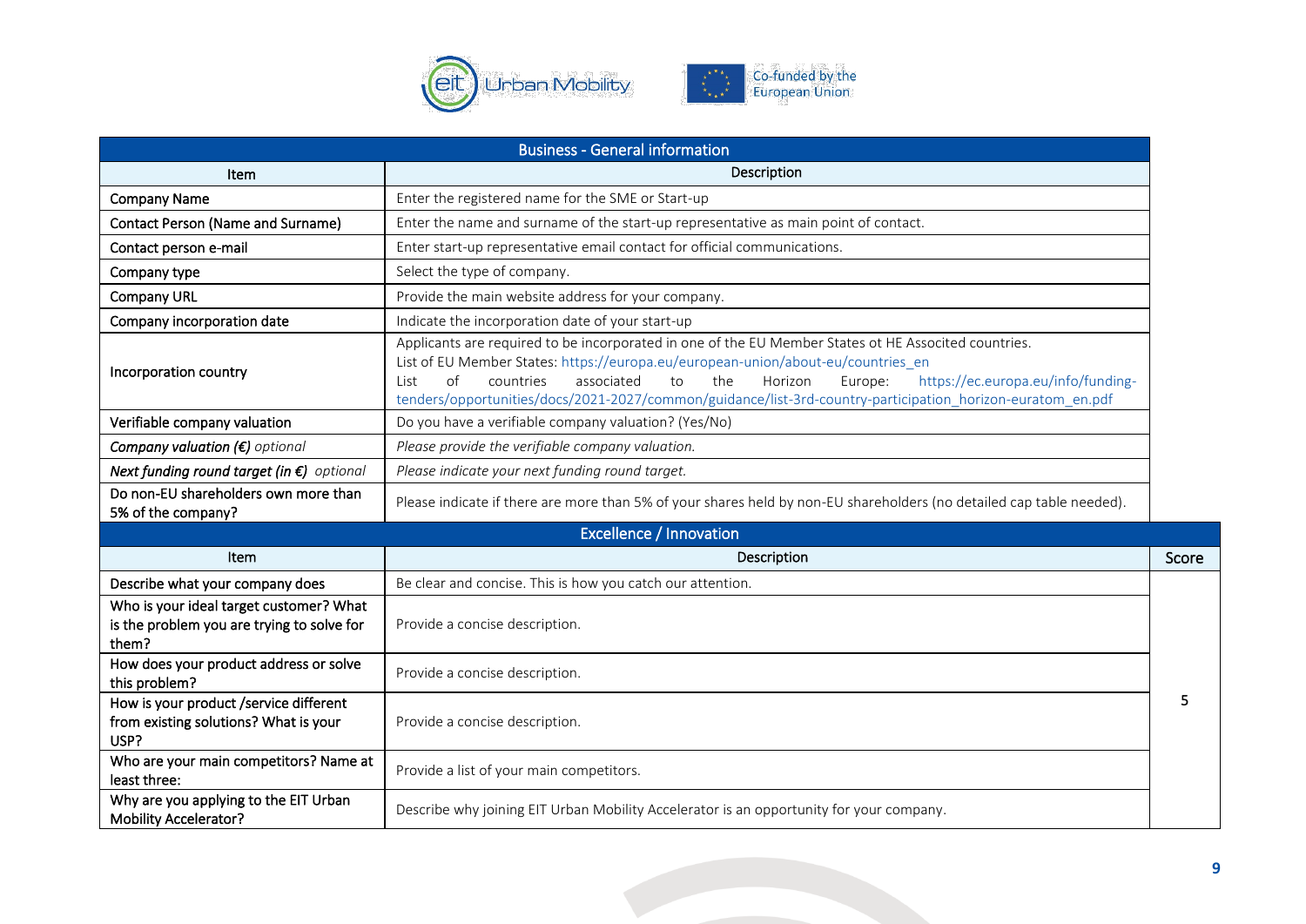| Business - General information | |
|---|---|
| Item | Description |
| Company Name | Enter the registered name for the SME or Start-up |
| Contact Person (Name and Surname) | Enter the name and surname of the start-up representative as main point of contact. |
| Contact person e-mail | Enter start-up representative email contact for official communications. |
| Company type | Select the type of company. |
| Company URL | Provide the main website address for your company. |
| Company incorporation date | Indicate the incorporation date of your start-up |
| Incorporation country | Applicants are required to be incorporated in one of the EU Member States ot HE Associted countries. List of EU Member States: https://europa.eu/european-union/about-eu/countries_en List of countries associated to the Horizon Europe: https://ec.europa.eu/info/funding-tenders/opportunities/docs/2021-2027/common/guidance/list-3rd-country-participation_horizon-euratom_en.pdf |
| Verifiable company valuation | Do you have a verifiable company valuation? (Yes/No) |
| *Company valuation (€) optional* | *Please provide the verifiable company valuation.* |
| *Next funding round target (in €) optional* | *Please indicate your next funding round target.* |
| Do non-EU shareholders own more than 5% of the company? | Please indicate if there are more than 5% of your shares held by non-EU shareholders (no detailed cap table needed). |

| Excellence / Innovation | | |
|---|---|---|
| Item | Description | Score |
| Describe what your company does | Be clear and concise. This is how you catch our attention. | 5 |
| Who is your ideal target customer? What is the problem you are trying to solve for them? | Provide a concise description. | |
| How does your product address or solve this problem? | Provide a concise description. | |
| How is your product /service different from existing solutions? What is your USP? | Provide a concise description. | |
| Who are your main competitors? Name at least three: | Provide a list of your main competitors. | |
| Why are you applying to the EIT Urban Mobility Accelerator? | Describe why joining EIT Urban Mobility Accelerator is an opportunity for your company. | |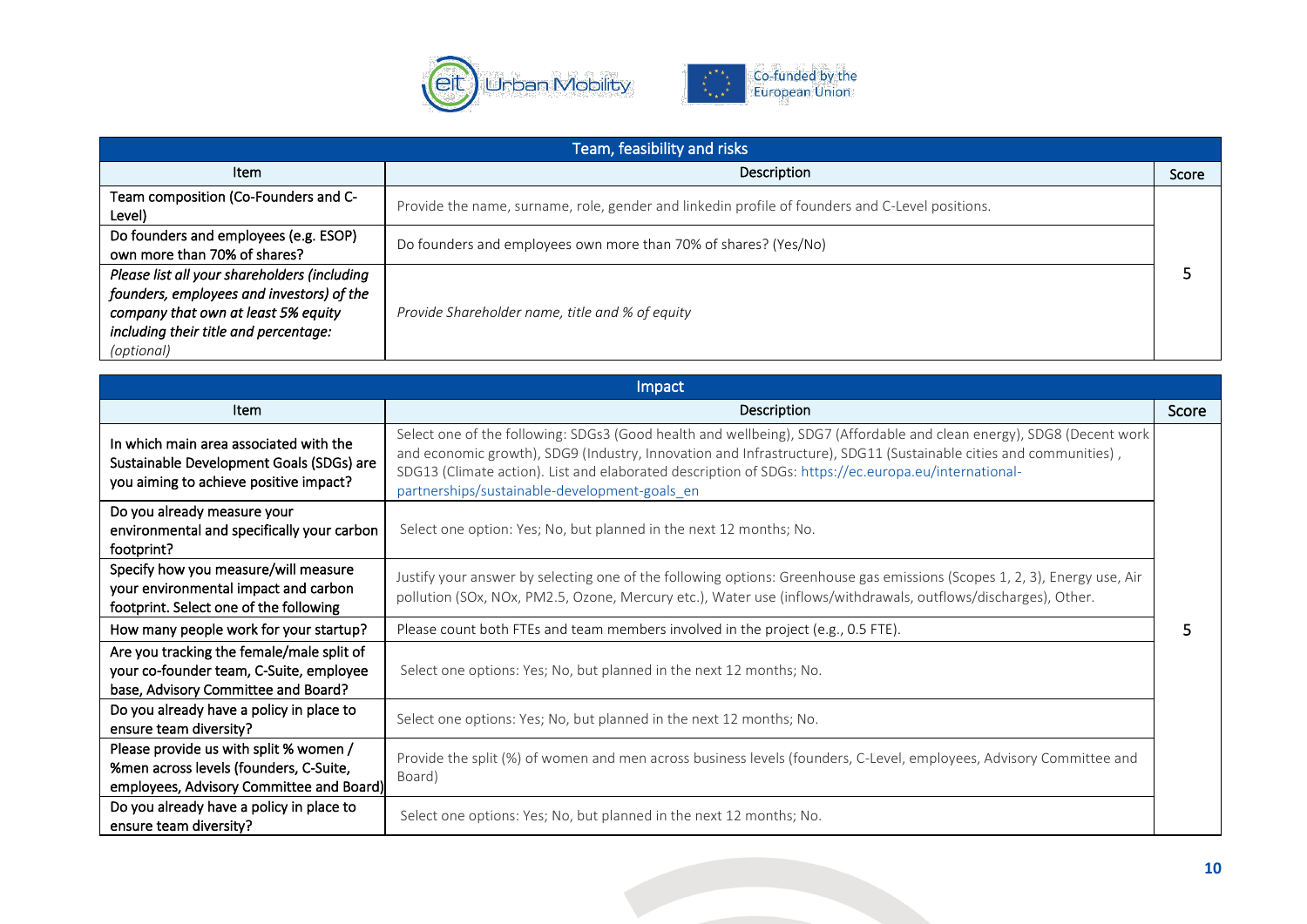| Team, feasibility and risks | | |
|---|---|---|
| Item | Description | Score |
| Team composition (Co-Founders and C-Level) | Provide the name, surname, role, gender and linkedin profile of founders and C-Level positions. | 5 |
| Do founders and employees (e.g. ESOP) own more than 70% of shares? | Do founders and employees own more than 70% of shares? (Yes/No) | |
| *Please list all your shareholders (including founders, employees and investors) of the company that own at least 5% equity including their title and percentage: (optional)* | *Provide Shareholder name, title and % of equity* | |

| Impact | | |
|---|---|---|
| Item | Description | Score |
| In which main area associated with the Sustainable Development Goals (SDGs) are you aiming to achieve positive impact? | Select one of the following: SDGs3 (Good health and wellbeing), SDG7 (Affordable and clean energy), SDG8 (Decent work and economic growth), SDG9 (Industry, Innovation and Infrastructure), SDG11 (Sustainable cities and communities) , SDG13 (Climate action). List and elaborated description of SDGs: https://ec.europa.eu/international-partnerships/sustainable-development-goals_en | 5 |
| Do you already measure your environmental and specifically your carbon footprint? | Select one option: Yes; No, but planned in the next 12 months; No. | |
| Specify how you measure/will measure your environmental impact and carbon footprint. Select one of the following | Justify your answer by selecting one of the following options: Greenhouse gas emissions (Scopes 1, 2, 3), Energy use, Air pollution (SOx, NOx, PM2.5, Ozone, Mercury etc.), Water use (inflows/withdrawals, outflows/discharges), Other. | |
| How many people work for your startup? | Please count both FTEs and team members involved in the project (e.g., 0.5 FTE). | |
| Are you tracking the female/male split of your co-founder team, C-Suite, employee base, Advisory Committee and Board? | Select one options: Yes; No, but planned in the next 12 months; No. | |
| Do you already have a policy in place to ensure team diversity? | Select one options: Yes; No, but planned in the next 12 months; No. | |
| Please provide us with split % women / %men across levels (founders, C-Suite, employees, Advisory Committee and Board) | Provide the split (%) of women and men across business levels (founders, C-Level, employees, Advisory Committee and Board) | |
| Do you already have a policy in place to ensure team diversity? | Select one options: Yes; No, but planned in the next 12 months; No. | |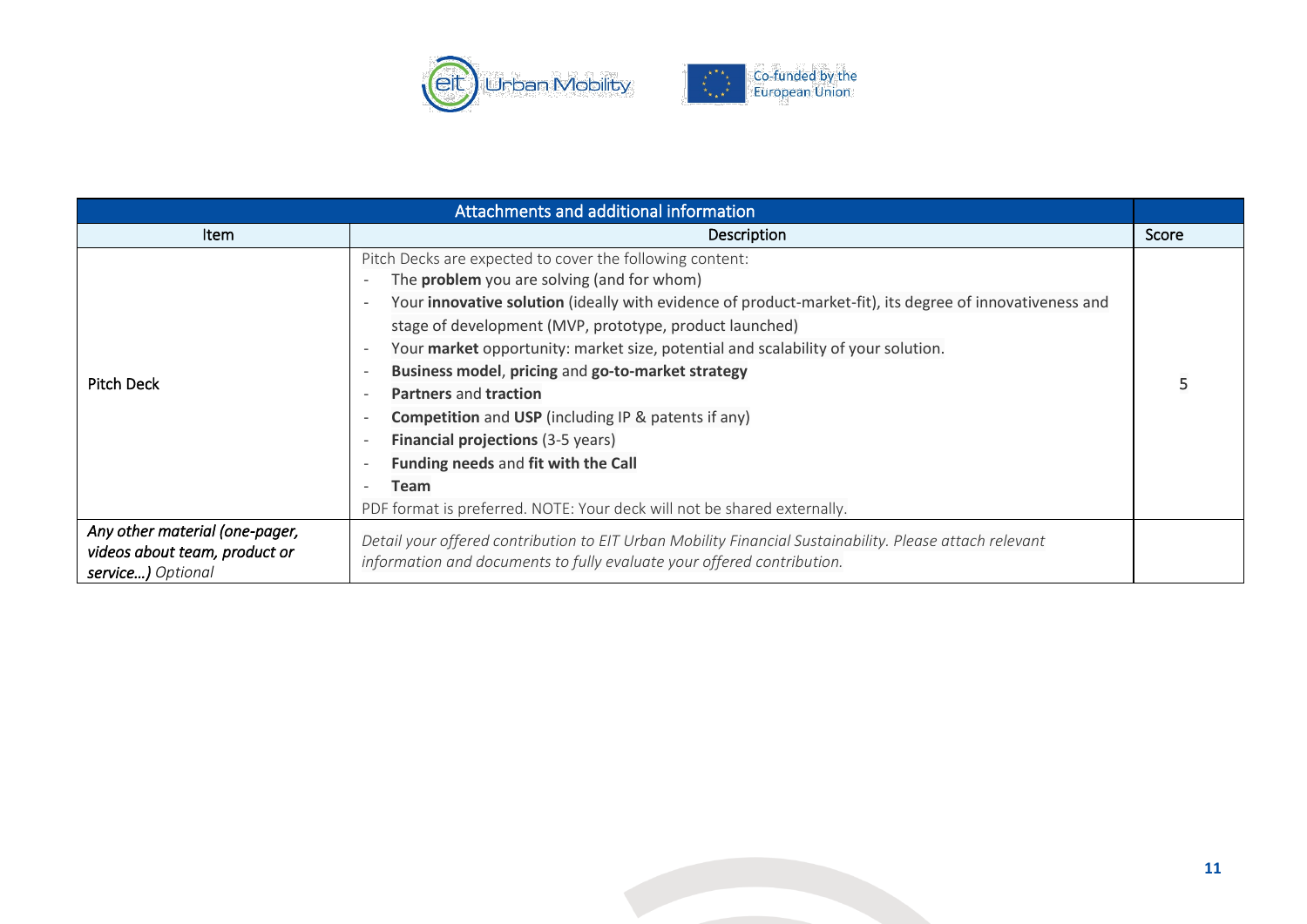| Attachments and additional information | | |
|---|---|---|
| Item | Description | Score |
| Pitch Deck | Pitch Decks are expected to cover the following content:<br>- The **problem** you are solving (and for whom)<br>- Your **innovative solution** (ideally with evidence of product-market-fit), its degree of innovativeness and stage of development (MVP, prototype, product launched)<br>- Your **market** opportunity: market size, potential and scalability of your solution.<br>- **Business model**, **pricing** and **go-to-market strategy**<br>- **Partners** and **traction**<br>- **Competition** and **USP** (including IP & patents if any)<br>- **Financial projections** (3-5 years)<br>- **Funding needs** and **fit with the Call**<br>- **Team**<br>PDF format is preferred. NOTE: Your deck will not be shared externally. | 5 |
| *Any other material (one-pager, videos about team, product or service…) Optional* | *Detail your offered contribution to EIT Urban Mobility Financial Sustainability. Please attach relevant information and documents to fully evaluate your offered contribution.* | |